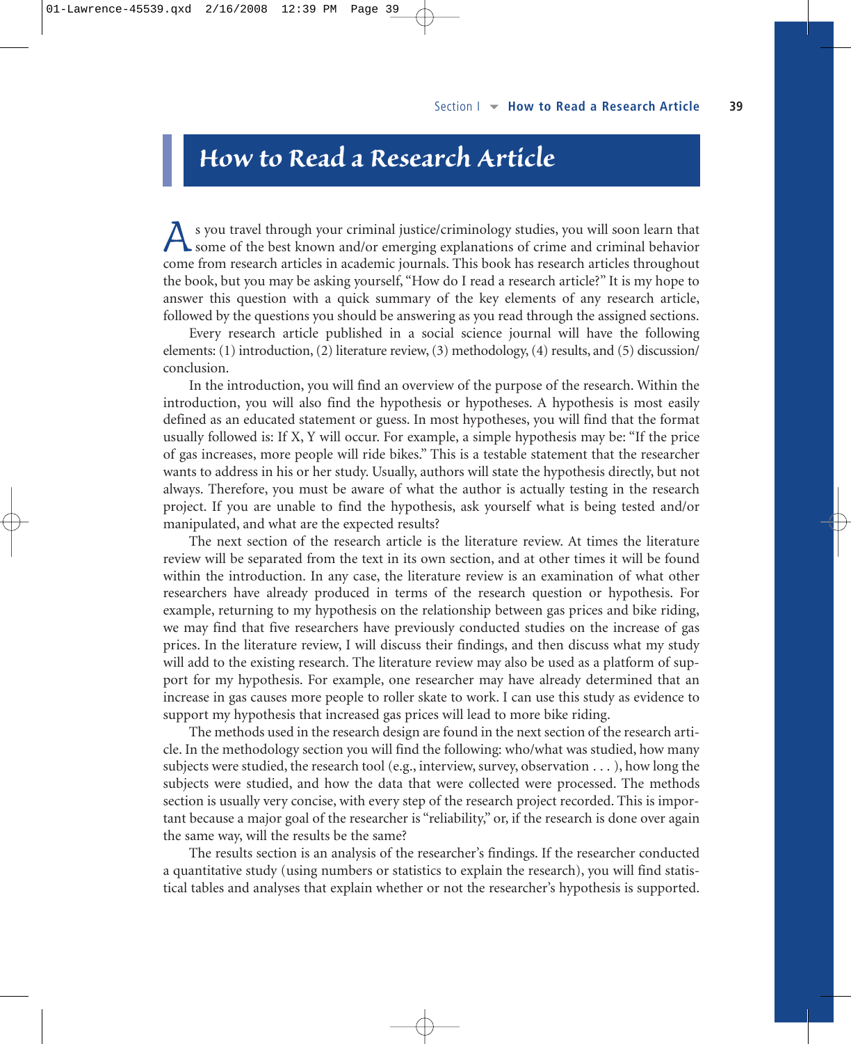# How to Read a Research Article

As you travel through your criminal justice/criminology studies, you will soon learn that some of the best known and/or emerging explanations of crime and criminal behavior come from research articles in academic journals. This book has research articles throughout the book, but you may be asking yourself, "How do I read a research article?" It is my hope to answer this question with a quick summary of the key elements of any research article, followed by the questions you should be answering as you read through the assigned sections.

Every research article published in a social science journal will have the following elements: (1) introduction, (2) literature review, (3) methodology, (4) results, and (5) discussion/conclusion.

In the introduction, you will find an overview of the purpose of the research. Within the introduction, you will also find the hypothesis or hypotheses. A hypothesis is most easily defined as an educated statement or guess. In most hypotheses, you will find that the format usually followed is: If X, Y will occur. For example, a simple hypothesis may be: "If the price of gas increases, more people will ride bikes." This is a testable statement that the researcher wants to address in his or her study. Usually, authors will state the hypothesis directly, but not always. Therefore, you must be aware of what the author is actually testing in the research project. If you are unable to find the hypothesis, ask yourself what is being tested and/or manipulated, and what are the expected results?

The next section of the research article is the literature review. At times the literature review will be separated from the text in its own section, and at other times it will be found within the introduction. In any case, the literature review is an examination of what other researchers have already produced in terms of the research question or hypothesis. For example, returning to my hypothesis on the relationship between gas prices and bike riding, we may find that five researchers have previously conducted studies on the increase of gas prices. In the literature review, I will discuss their findings, and then discuss what my study will add to the existing research. The literature review may also be used as a platform of support for my hypothesis. For example, one researcher may have already determined that an increase in gas causes more people to roller skate to work. I can use this study as evidence to support my hypothesis that increased gas prices will lead to more bike riding.

The methods used in the research design are found in the next section of the research article. In the methodology section you will find the following: who/what was studied, how many subjects were studied, the research tool (e.g., interview, survey, observation . . . ), how long the subjects were studied, and how the data that were collected were processed. The methods section is usually very concise, with every step of the research project recorded. This is important because a major goal of the researcher is "reliability," or, if the research is done over again the same way, will the results be the same?

The results section is an analysis of the researcher's findings. If the researcher conducted a quantitative study (using numbers or statistics to explain the research), you will find statistical tables and analyses that explain whether or not the researcher's hypothesis is supported.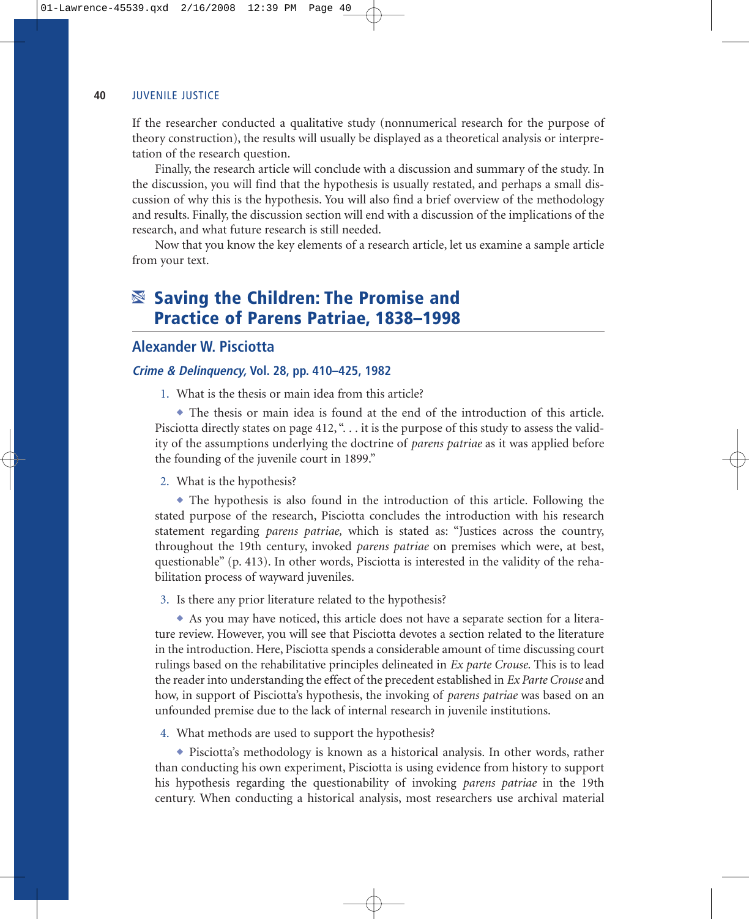If the researcher conducted a qualitative study (nonnumerical research for the purpose of theory construction), the results will usually be displayed as a theoretical analysis or interpretation of the research question.

Finally, the research article will conclude with a discussion and summary of the study. In the discussion, you will find that the hypothesis is usually restated, and perhaps a small discussion of why this is the hypothesis. You will also find a brief overview of the methodology and results. Finally, the discussion section will end with a discussion of the implications of the research, and what future research is still needed.

Now that you know the key elements of a research article, let us examine a sample article from your text.

## Saving the Children: The Promise and Practice of Parens Patriae, 1838–1998

### Alexander W. Pisciotta

***Crime & Delinquency,* Vol. 28, pp. 410–425, 1982**

1. What is the thesis or main idea from this article?

   - The thesis or main idea is found at the end of the introduction of this article. Pisciotta directly states on page 412, ". . . it is the purpose of this study to assess the validity of the assumptions underlying the doctrine of *parens patriae* as it was applied before the founding of the juvenile court in 1899."

2. What is the hypothesis?

   - The hypothesis is also found in the introduction of this article. Following the stated purpose of the research, Pisciotta concludes the introduction with his research statement regarding *parens patriae,* which is stated as: "Justices across the country, throughout the 19th century, invoked *parens patriae* on premises which were, at best, questionable" (p. 413). In other words, Pisciotta is interested in the validity of the rehabilitation process of wayward juveniles.

3. Is there any prior literature related to the hypothesis?

   - As you may have noticed, this article does not have a separate section for a literature review. However, you will see that Pisciotta devotes a section related to the literature in the introduction. Here, Pisciotta spends a considerable amount of time discussing court rulings based on the rehabilitative principles delineated in *Ex parte Crouse.* This is to lead the reader into understanding the effect of the precedent established in *Ex Parte Crouse* and how, in support of Pisciotta's hypothesis, the invoking of *parens patriae* was based on an unfounded premise due to the lack of internal research in juvenile institutions.

4. What methods are used to support the hypothesis?

   - Pisciotta's methodology is known as a historical analysis. In other words, rather than conducting his own experiment, Pisciotta is using evidence from history to support his hypothesis regarding the questionability of invoking *parens patriae* in the 19th century. When conducting a historical analysis, most researchers use archival material